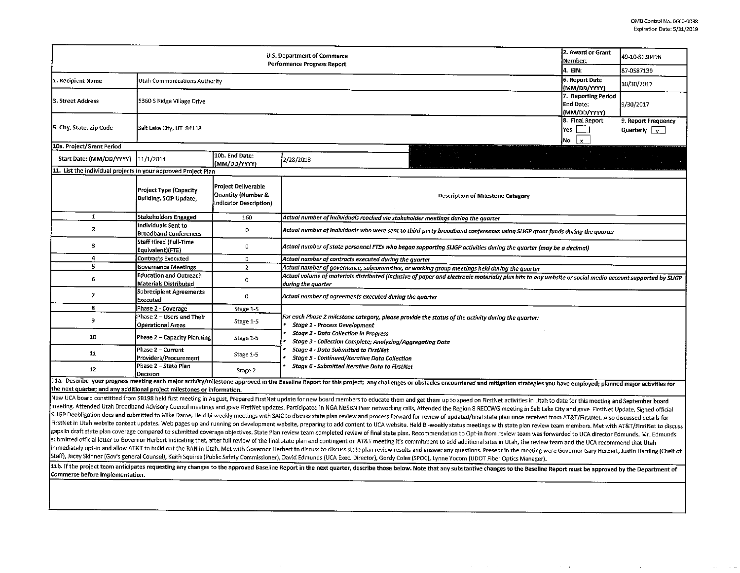OMB Control No. 0660-0038
Expiration Date: 5/31/2019

| U.S. Department of Commerce<br>Performance Progress Report | | | | 2. Award or Grant Number: | 49-10-S13049N |
|---|---|---|---|---|---|
| | | | | 4. EIN: | 87-0587139 |
| 1. Recipient Name | Utah Communications Authority | | | 6. Report Date (MM/DD/YYYY) | 10/30/2017 |
| 3. Street Address | 5360 S Ridge Village Drive | | | 7. Reporting Period End Date: (MM/DD/YYYY) | 9/30/2017 |
| 5. City, State, Zip Code | Salt Lake City, UT 84118 | | | 8. Final Report<br>Yes [ ]<br>No [x] | 9. Report Frequency<br>Quarterly [x] |
| 10a. Project/Grant Period | | | | | |
| Start Date: (MM/DD/YYYY) | 11/1/2014 | 10b. End Date: (MM/DD/YYYY) | 2/28/2018 | | |

**11. List the individual projects in your approved Project Plan**

| | Project Type (Capacity Building, SCIP Update, | Project Deliverable Quantity (Number & Indicator Description) | Description of Milestone Category |
|---|---|---|---|
| 1 | Stakeholders Engaged | 160 | *Actual number of individuals reached via stakeholder meetings during the quarter* |
| 2 | Individuals Sent to Broadband Conferences | 0 | *Actual number of individuals who were sent to third-party broadband conferences using SLIGP grant funds during the quarter* |
| 3 | Staff Hired (Full-Time Equivalent)(FTE) | 0 | *Actual number of state personnel FTEs who began supporting SLIGP activities during the quarter (may be a decimal)* |
| 4 | Contracts Executed | 0 | *Actual number of contracts executed during the quarter* |
| 5 | Governance Meetings | 2 | *Actual number of governance, subcommittee, or working group meetings held during the quarter* |
| 6 | Education and Outreach Materials Distributed | 0 | *Actual volume of materials distributed (inclusive of paper and electronic materials) plus hits to any website or social media account supported by SLIGP during the quarter* |
| 7 | Subrecipient Agreements Executed | 0 | *Actual number of agreements executed during the quarter* |
| 8 | Phase 2 - Coverage | Stage 1-5 | *For each Phase 2 milestone category, please provide the status of the activity during the quarter:*<br>• *Stage 1 - Process Development*<br>• *Stage 2 - Data Collection in Progress*<br>• *Stage 3 - Collection Complete; Analyzing/Aggregating Data*<br>• *Stage 4 - Data Submitted to FirstNet*<br>• *Stage 5 - Continued/Iterative Data Collection*<br>• *Stage 6 - Submitted Iterative Data to FirstNet* |
| 9 | Phase 2 – Users and Their Operational Areas | Stage 1-5 | |
| 10 | Phase 2 – Capacity Planning | Stage 1-5 | |
| 11 | Phase 2 – Current Providers/Procurement | Stage 1-5 | |
| 12 | Phase 2 – State Plan Decision | Stage 2 | |

**11a. Describe your progress meeting each major activity/milestone approved in the Baseline Report for this project; any challenges or obstacles encountered and mitigation strategies you have employed; planned major activities for the next quarter; and any additional project milestones or information.**

New UCA board constitited from SB198 held first meeting in August, Prepared FirstNet update for new board members to educate them and get them up to speed on FirstNet activities in Utah to date for this meeting and September board meeting. Attended Utah Broadband Advisory Council meetings and gave FirstNet updates. Participated in NGA NBSBN Peer networking calls, Attended the Region 8 RECCWG meeting in Salt Lake City and gave FirstNet Update, Signed official SLIGP Deobligation docs and submitted to Mike Dame, Held bi-weekly meetings with SAIC to discuss state plan review and process forward for review of updated/final state plan once received from AT&T/FirstNet. Also discussed details for FirstNet in Utah website content updates. Web pages up and running on development website, preparing to add content to UCA website. Held Bi-weekly status meetings with state plan review team members. Met with AT&T/FirstNet to discuss gaps in draft state plan coverage compared to submitted coverage objectives. State Plan review team completed review of final state plan. Recommendation to Opt-in from review team was forwarded to UCA director Edmunds. Mr. Edmunds submitted official letter to Governor Herbert indicating that, after full review of the final state plan and contingent on AT&T meeting it's commitment to add additional sites in Utah, the review team and the UCA recommend that Utah immediately opt-in and allow AT&T to build out the RAN in Utah. Met with Governor Herbert to discuss to discuss state plan review results and answer any questions. Present in the meeting were Governor Gary Herbert, Justin Harding (Cheif of Staff), Jacey Skinner (Gov's general Counsel), Keith Squires (Public Safety Commissioner), David Edmunds (UCA Exec. Director), Gordy Coles (SPOC), Lynne Yocom (UDOT Fiber Optics Manager).

**11b. If the project team anticipates requesting any changes to the approved Baseline Report in the next quarter, describe those below. Note that any substantive changes to the Baseline Report must be approved by the Department of Commerce before implementation.**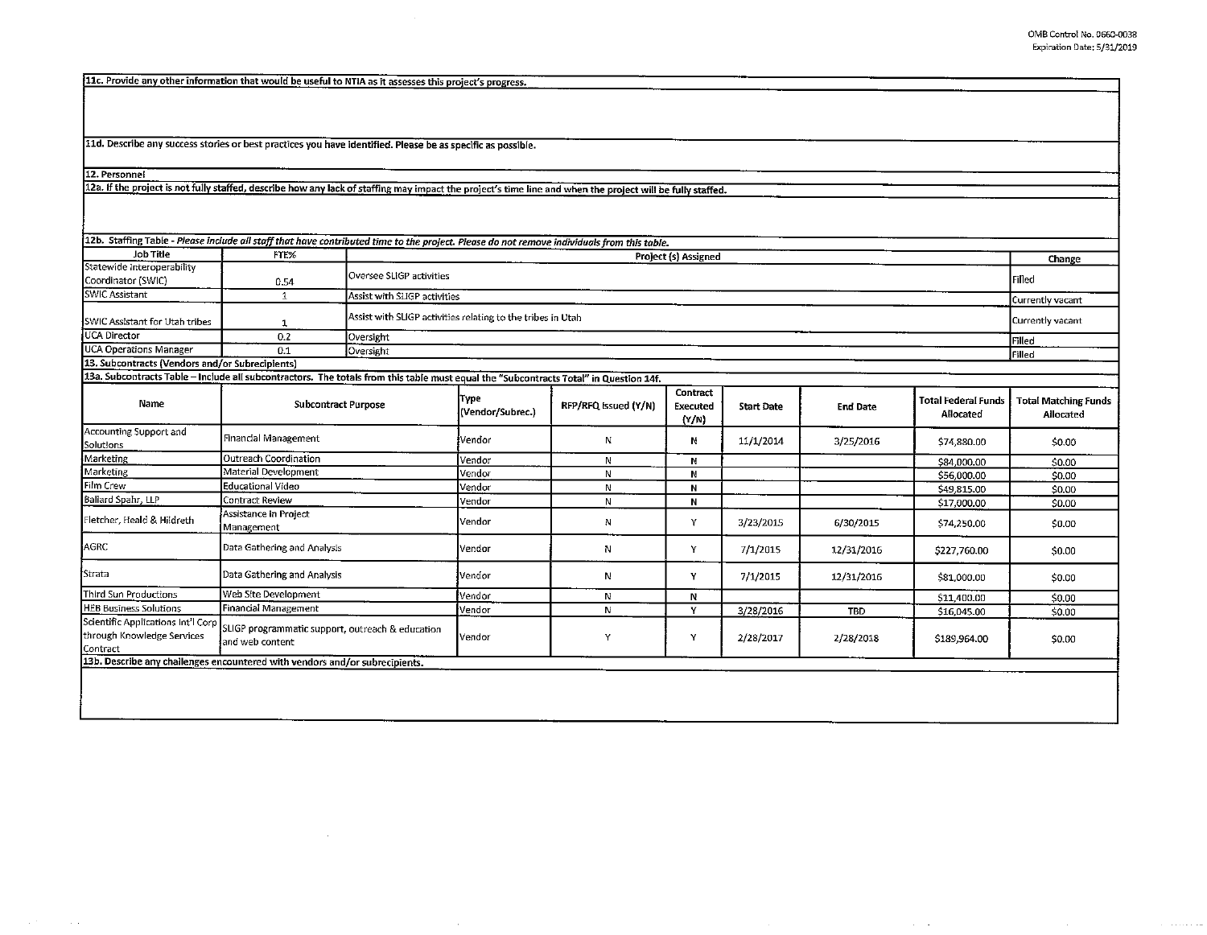**11c. Provide any other information that would be useful to NTIA as it assesses this project's progress.**

**11d. Describe any success stories or best practices you have identified. Please be as specific as possible.**

**12. Personnel**

**12a. If the project is not fully staffed, describe how any lack of staffing may impact the project's time line and when the project will be fully staffed.**

**12b. Staffing Table** - *Please include all staff that have contributed time to the project. Please do not remove individuals from this table.*

| Job Title | FTE% | Project (s) Assigned | Change |
|---|---|---|---|
| Statewide Interoperability Coordinator (SWIC) | 0.54 | Oversee SLIGP activities | Filled |
| SWIC Assistant | 1 | Assist with SLIGP activities | Currently vacant |
| SWIC Assistant for Utah tribes | 1 | Assist with SLIGP activities relating to the tribes in Utah | Currently vacant |
| UCA Director | 0.2 | Oversight | Filled |
| UCA Operations Manager | 0.1 | Oversight | Filled |

**13. Subcontracts (Vendors and/or Subrecipients)**

**13a. Subcontracts Table – Include all subcontractors. The totals from this table must equal the "Subcontracts Total" in Question 14f.**

| Name | Subcontract Purpose | Type (Vendor/Subrec.) | RFP/RFQ Issued (Y/N) | Contract Executed (Y/N) | Start Date | End Date | Total Federal Funds Allocated | Total Matching Funds Allocated |
|---|---|---|---|---|---|---|---|---|
| Accounting Support and Solutions | Financial Management | Vendor | N | N | 11/1/2014 | 3/25/2016 | $74,880.00 | $0.00 |
| Marketing | Outreach Coordination | Vendor | N | N | | | $84,000.00 | $0.00 |
| Marketing | Material Development | Vendor | N | N | | | $56,000.00 | $0.00 |
| Film Crew | Educational Video | Vendor | N | N | | | $49,815.00 | $0.00 |
| Ballard Spahr, LLP | Contract Review | Vendor | N | N | | | $17,000.00 | $0.00 |
| Fletcher, Heald & Hildreth | Assistance in Project Management | Vendor | N | Y | 3/23/2015 | 6/30/2015 | $74,250.00 | $0.00 |
| AGRC | Data Gathering and Analysis | Vendor | N | Y | 7/1/2015 | 12/31/2016 | $227,760.00 | $0.00 |
| Strata | Data Gathering and Analysis | Vendor | N | Y | 7/1/2015 | 12/31/2016 | $81,000.00 | $0.00 |
| Third Sun Productions | Web Site Development | Vendor | N | N | | | $11,400.00 | $0.00 |
| HEB Business Solutions | Financial Management | Vendor | N | Y | 3/28/2016 | TBD | $16,045.00 | $0.00 |
| Scientific Applications Int'l Corp through Knowledge Services Contract | SLIGP programmatic support, outreach & education and web content | Vendor | Y | Y | 2/28/2017 | 2/28/2018 | $189,964.00 | $0.00 |

**13b. Describe any challenges encountered with vendors and/or subrecipients.**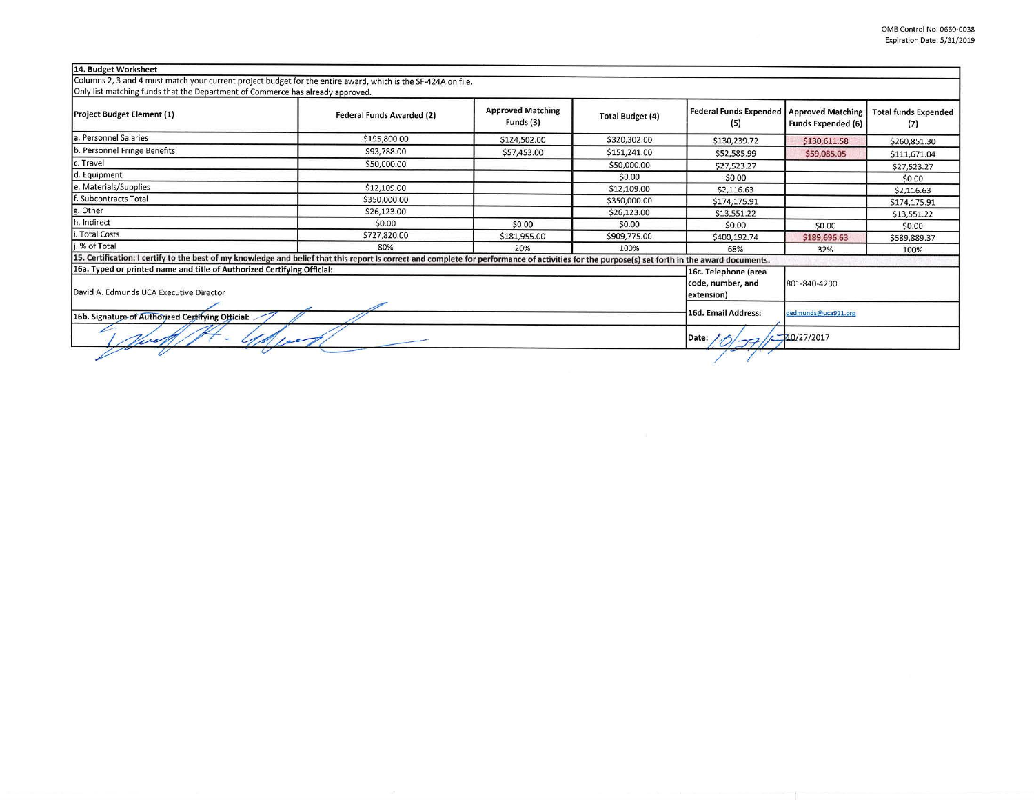| 14. Budget Worksheet | | | | | | |
|---|---|---|---|---|---|---|
| Columns 2, 3 and 4 must match your current project budget for the entire award, which is the SF-424A on file.<br>Only list matching funds that the Department of Commerce has already approved. | | | | | | |
| Project Budget Element (1) | Federal Funds Awarded (2) | Approved Matching Funds (3) | Total Budget (4) | Federal Funds Expended (5) | Approved Matching Funds Expended (6) | Total funds Expended (7) |
| a. Personnel Salaries | $195,800.00 | $124,502.00 | $320,302.00 | $130,239.72 | $130,611.58 | $260,851.30 |
| b. Personnel Fringe Benefits | $93,788.00 | $57,453.00 | $151,241.00 | $52,585.99 | $59,085.05 | $111,671.04 |
| c. Travel | $50,000.00 | | $50,000.00 | $27,523.27 | | $27,523.27 |
| d. Equipment | | | $0.00 | $0.00 | | $0.00 |
| e. Materials/Supplies | $12,109.00 | | $12,109.00 | $2,116.63 | | $2,116.63 |
| f. Subcontracts Total | $350,000.00 | | $350,000.00 | $174,175.91 | | $174,175.91 |
| g. Other | $26,123.00 | | $26,123.00 | $13,551.22 | | $13,551.22 |
| h. Indirect | $0.00 | $0.00 | $0.00 | $0.00 | $0.00 | $0.00 |
| i. Total Costs | $727,820.00 | $181,955.00 | $909,775.00 | $400,192.74 | $189,696.63 | $589,889.37 |
| j. % of Total | 80% | 20% | 100% | 68% | 32% | 100% |

**15. Certification: I certify to the best of my knowledge and belief that this report is correct and complete for performance of activities for the purpose(s) set forth in the award documents.**

| | | | |
|---|---|---|---|
| **16a. Typed or printed name and title of Authorized Certifying Official:**<br>David A. Edmunds UCA Executive Director | | 16c. Telephone (area code, number, and extension) | 801-840-4200 |
| **16b. Signature of Authorized Certifying Official:** | | 16d. Email Address: | dedmunds@uca911.org |
| | | Date: 10/27/17 | 10/27/2017 |